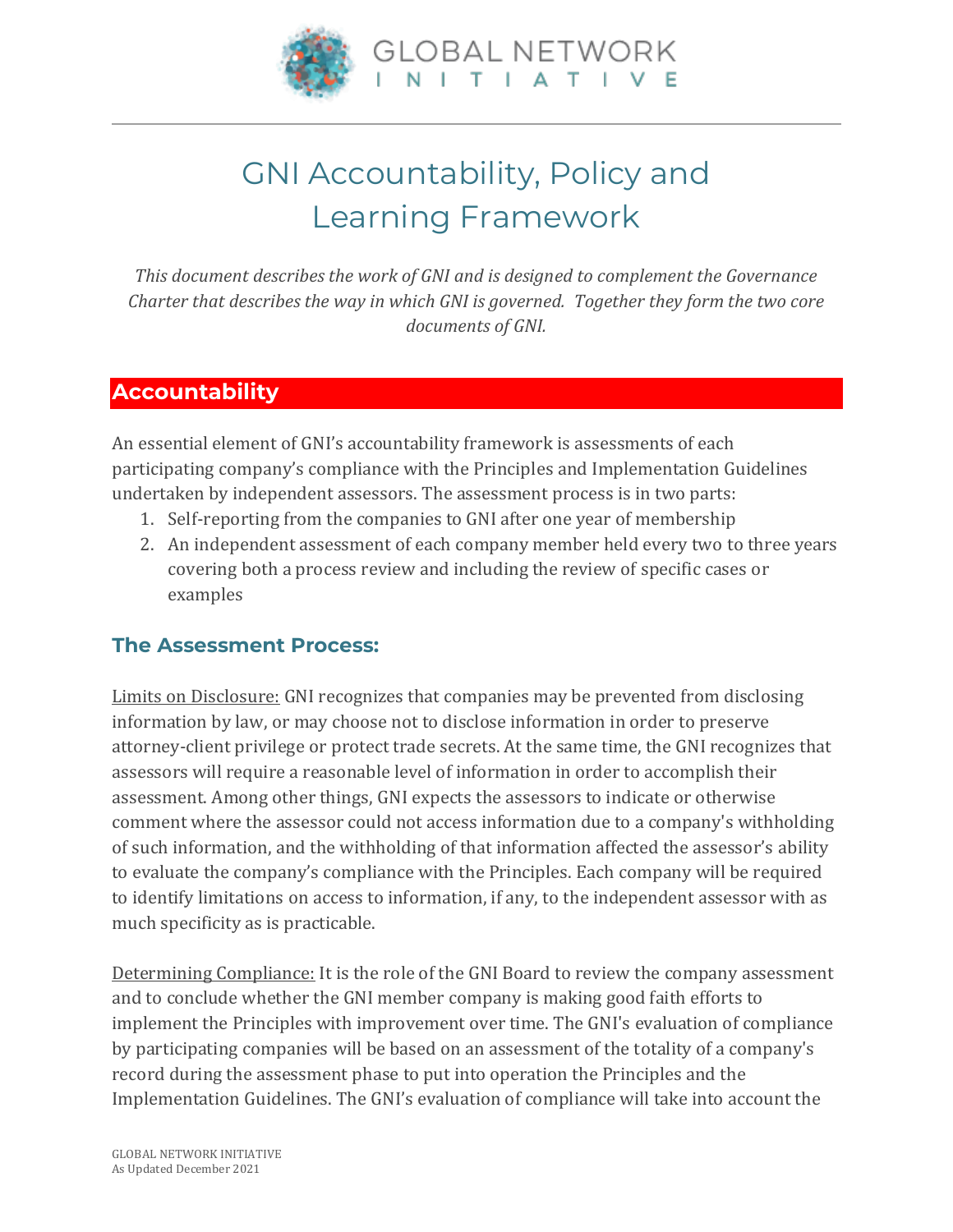# GNI Accountability, Policy and Learning Framework

*This document describes the work of GNI and is designed to complement the Governance Charter that describes the way in which GNI is governed. Together they form the two core documents of GNI.*

## Accountability

An essential element of GNI's accountability framework is assessments of each participating company's compliance with the Principles and Implementation Guidelines undertaken by independent assessors. The assessment process is in two parts:

1. Self-reporting from the companies to GNI after one year of membership
2. An independent assessment of each company member held every two to three years covering both a process review and including the review of specific cases or examples

### The Assessment Process:

Limits on Disclosure: GNI recognizes that companies may be prevented from disclosing information by law, or may choose not to disclose information in order to preserve attorney-client privilege or protect trade secrets. At the same time, the GNI recognizes that assessors will require a reasonable level of information in order to accomplish their assessment. Among other things, GNI expects the assessors to indicate or otherwise comment where the assessor could not access information due to a company's withholding of such information, and the withholding of that information affected the assessor's ability to evaluate the company's compliance with the Principles. Each company will be required to identify limitations on access to information, if any, to the independent assessor with as much specificity as is practicable.

Determining Compliance: It is the role of the GNI Board to review the company assessment and to conclude whether the GNI member company is making good faith efforts to implement the Principles with improvement over time. The GNI's evaluation of compliance by participating companies will be based on an assessment of the totality of a company's record during the assessment phase to put into operation the Principles and the Implementation Guidelines. The GNI's evaluation of compliance will take into account the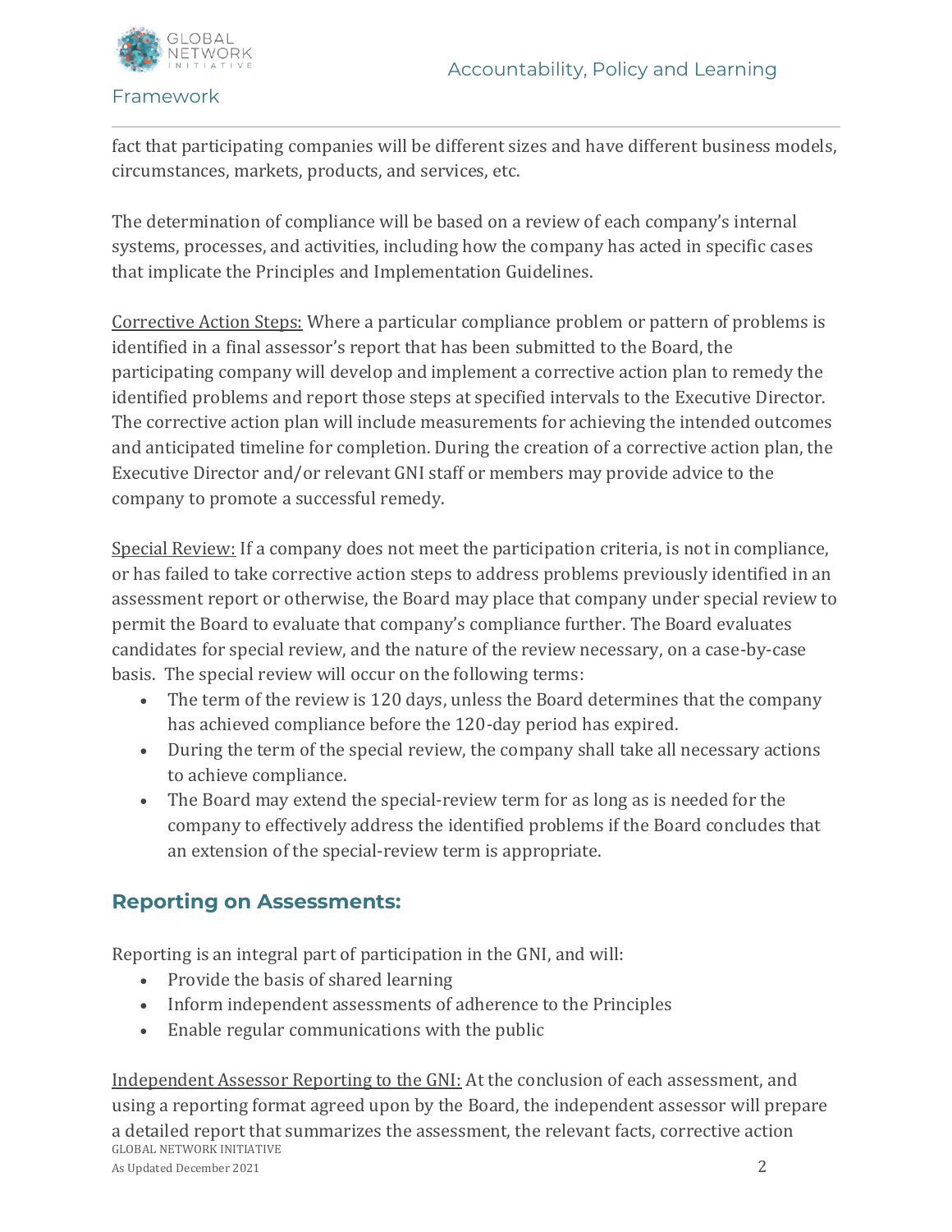fact that participating companies will be different sizes and have different business models, circumstances, markets, products, and services, etc.

The determination of compliance will be based on a review of each company's internal systems, processes, and activities, including how the company has acted in specific cases that implicate the Principles and Implementation Guidelines.

Corrective Action Steps: Where a particular compliance problem or pattern of problems is identified in a final assessor's report that has been submitted to the Board, the participating company will develop and implement a corrective action plan to remedy the identified problems and report those steps at specified intervals to the Executive Director. The corrective action plan will include measurements for achieving the intended outcomes and anticipated timeline for completion. During the creation of a corrective action plan, the Executive Director and/or relevant GNI staff or members may provide advice to the company to promote a successful remedy.

Special Review: If a company does not meet the participation criteria, is not in compliance, or has failed to take corrective action steps to address problems previously identified in an assessment report or otherwise, the Board may place that company under special review to permit the Board to evaluate that company's compliance further. The Board evaluates candidates for special review, and the nature of the review necessary, on a case-by-case basis. The special review will occur on the following terms:

- The term of the review is 120 days, unless the Board determines that the company has achieved compliance before the 120-day period has expired.
- During the term of the special review, the company shall take all necessary actions to achieve compliance.
- The Board may extend the special-review term for as long as is needed for the company to effectively address the identified problems if the Board concludes that an extension of the special-review term is appropriate.

## Reporting on Assessments:

Reporting is an integral part of participation in the GNI, and will:

- Provide the basis of shared learning
- Inform independent assessments of adherence to the Principles
- Enable regular communications with the public

Independent Assessor Reporting to the GNI: At the conclusion of each assessment, and using a reporting format agreed upon by the Board, the independent assessor will prepare a detailed report that summarizes the assessment, the relevant facts, corrective action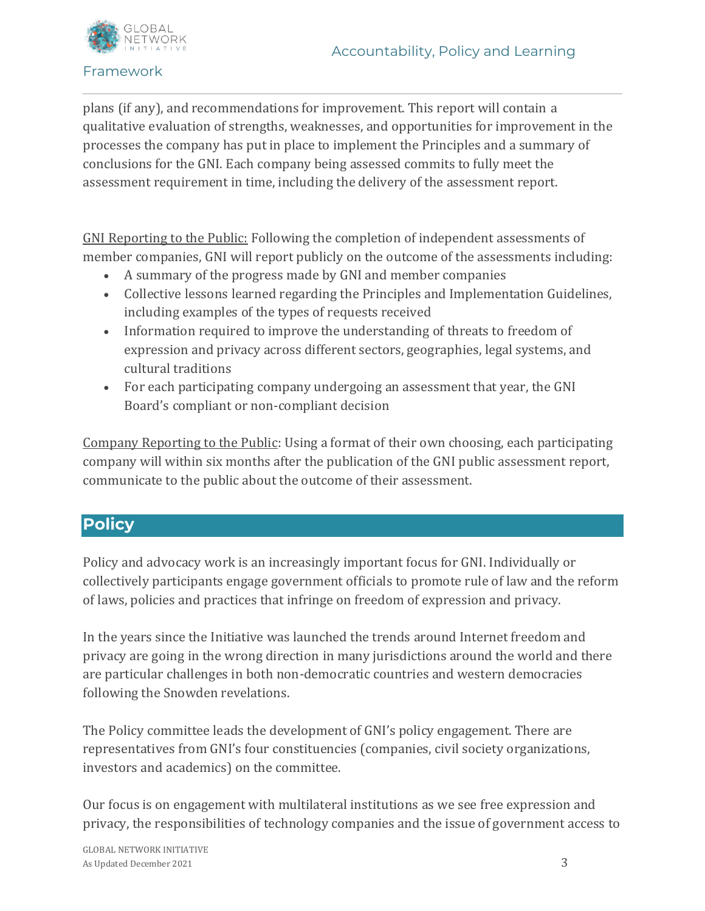plans (if any), and recommendations for improvement. This report will contain a qualitative evaluation of strengths, weaknesses, and opportunities for improvement in the processes the company has put in place to implement the Principles and a summary of conclusions for the GNI. Each company being assessed commits to fully meet the assessment requirement in time, including the delivery of the assessment report.

<u>GNI Reporting to the Public:</u> Following the completion of independent assessments of member companies, GNI will report publicly on the outcome of the assessments including:

- A summary of the progress made by GNI and member companies
- Collective lessons learned regarding the Principles and Implementation Guidelines, including examples of the types of requests received
- Information required to improve the understanding of threats to freedom of expression and privacy across different sectors, geographies, legal systems, and cultural traditions
- For each participating company undergoing an assessment that year, the GNI Board's compliant or non-compliant decision

<u>Company Reporting to the Public</u>: Using a format of their own choosing, each participating company will within six months after the publication of the GNI public assessment report, communicate to the public about the outcome of their assessment.

## Policy

Policy and advocacy work is an increasingly important focus for GNI. Individually or collectively participants engage government officials to promote rule of law and the reform of laws, policies and practices that infringe on freedom of expression and privacy.

In the years since the Initiative was launched the trends around Internet freedom and privacy are going in the wrong direction in many jurisdictions around the world and there are particular challenges in both non-democratic countries and western democracies following the Snowden revelations.

The Policy committee leads the development of GNI's policy engagement. There are representatives from GNI's four constituencies (companies, civil society organizations, investors and academics) on the committee.

Our focus is on engagement with multilateral institutions as we see free expression and privacy, the responsibilities of technology companies and the issue of government access to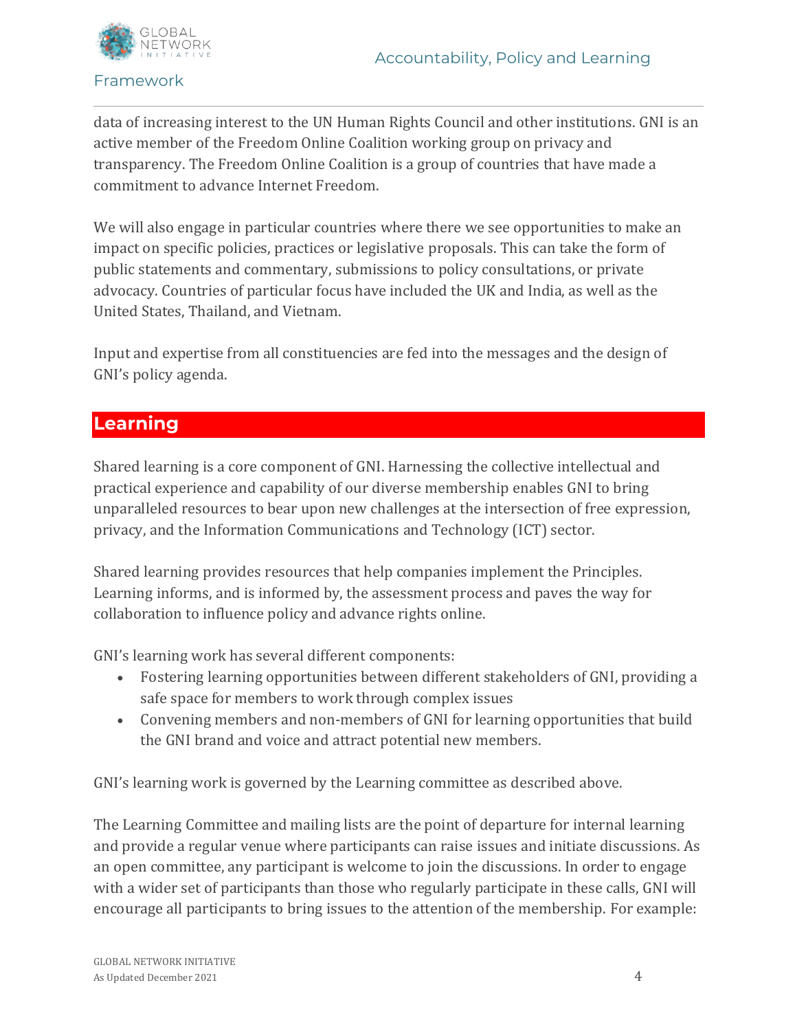data of increasing interest to the UN Human Rights Council and other institutions. GNI is an active member of the Freedom Online Coalition working group on privacy and transparency. The Freedom Online Coalition is a group of countries that have made a commitment to advance Internet Freedom.

We will also engage in particular countries where there we see opportunities to make an impact on specific policies, practices or legislative proposals. This can take the form of public statements and commentary, submissions to policy consultations, or private advocacy. Countries of particular focus have included the UK and India, as well as the United States, Thailand, and Vietnam.

Input and expertise from all constituencies are fed into the messages and the design of GNI's policy agenda.

## Learning

Shared learning is a core component of GNI. Harnessing the collective intellectual and practical experience and capability of our diverse membership enables GNI to bring unparalleled resources to bear upon new challenges at the intersection of free expression, privacy, and the Information Communications and Technology (ICT) sector.

Shared learning provides resources that help companies implement the Principles. Learning informs, and is informed by, the assessment process and paves the way for collaboration to influence policy and advance rights online.

GNI's learning work has several different components:

- Fostering learning opportunities between different stakeholders of GNI, providing a safe space for members to work through complex issues
- Convening members and non-members of GNI for learning opportunities that build the GNI brand and voice and attract potential new members.

GNI's learning work is governed by the Learning committee as described above.

The Learning Committee and mailing lists are the point of departure for internal learning and provide a regular venue where participants can raise issues and initiate discussions. As an open committee, any participant is welcome to join the discussions. In order to engage with a wider set of participants than those who regularly participate in these calls, GNI will encourage all participants to bring issues to the attention of the membership. For example: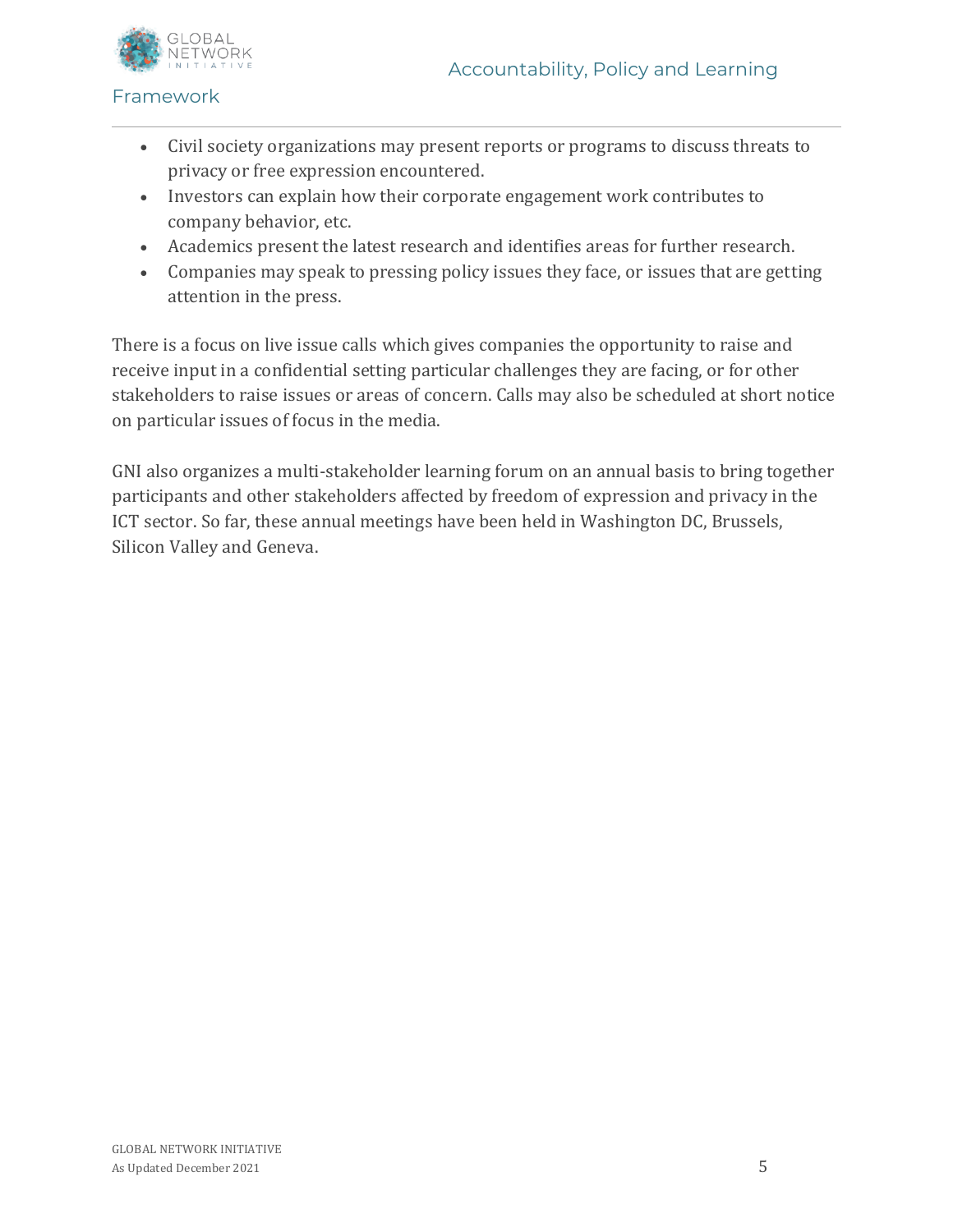- Civil society organizations may present reports or programs to discuss threats to privacy or free expression encountered.
- Investors can explain how their corporate engagement work contributes to company behavior, etc.
- Academics present the latest research and identifies areas for further research.
- Companies may speak to pressing policy issues they face, or issues that are getting attention in the press.

There is a focus on live issue calls which gives companies the opportunity to raise and receive input in a confidential setting particular challenges they are facing, or for other stakeholders to raise issues or areas of concern. Calls may also be scheduled at short notice on particular issues of focus in the media.

GNI also organizes a multi-stakeholder learning forum on an annual basis to bring together participants and other stakeholders affected by freedom of expression and privacy in the ICT sector. So far, these annual meetings have been held in Washington DC, Brussels, Silicon Valley and Geneva.